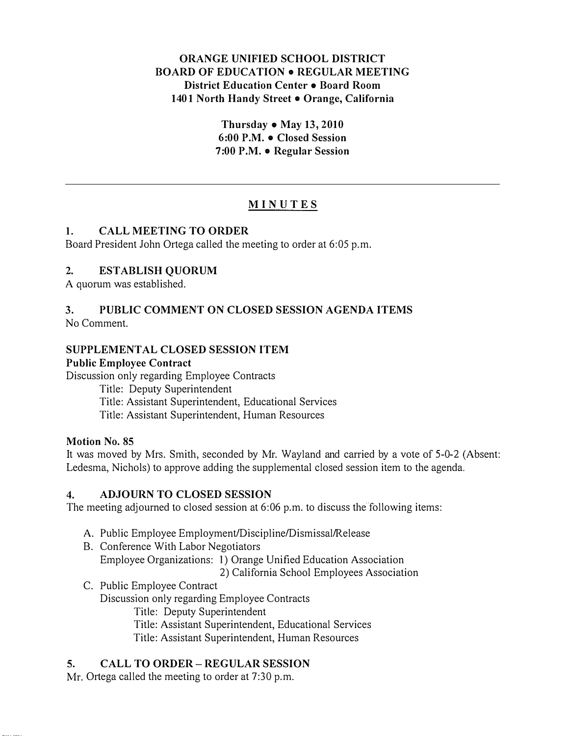**ORANGE UNIFIED SCHOOL DISTRICT**
**BOARD OF EDUCATION • REGULAR MEETING**
**District Education Center • Board Room**
**1401 North Handy Street • Orange, California**

**Thursday • May 13, 2010**
**6:00 P.M. • Closed Session**
**7:00 P.M. • Regular Session**

---

# MINUTES

## 1. CALL MEETING TO ORDER

Board President John Ortega called the meeting to order at 6:05 p.m.

## 2. ESTABLISH QUORUM

A quorum was established.

## 3. PUBLIC COMMENT ON CLOSED SESSION AGENDA ITEMS

No Comment.

## SUPPLEMENTAL CLOSED SESSION ITEM

**Public Employee Contract**

Discussion only regarding Employee Contracts

Title: Deputy Superintendent
Title: Assistant Superintendent, Educational Services
Title: Assistant Superintendent, Human Resources

**Motion No. 85**

It was moved by Mrs. Smith, seconded by Mr. Wayland and carried by a vote of 5-0-2 (Absent: Ledesma, Nichols) to approve adding the supplemental closed session item to the agenda.

## 4. ADJOURN TO CLOSED SESSION

The meeting adjourned to closed session at 6:06 p.m. to discuss the following items:

A. Public Employee Employment/Discipline/Dismissal/Release
B. Conference With Labor Negotiators
   Employee Organizations: 1) Orange Unified Education Association
   2) California School Employees Association
C. Public Employee Contract
   Discussion only regarding Employee Contracts
   Title: Deputy Superintendent
   Title: Assistant Superintendent, Educational Services
   Title: Assistant Superintendent, Human Resources

## 5. CALL TO ORDER – REGULAR SESSION

Mr. Ortega called the meeting to order at 7:30 p.m.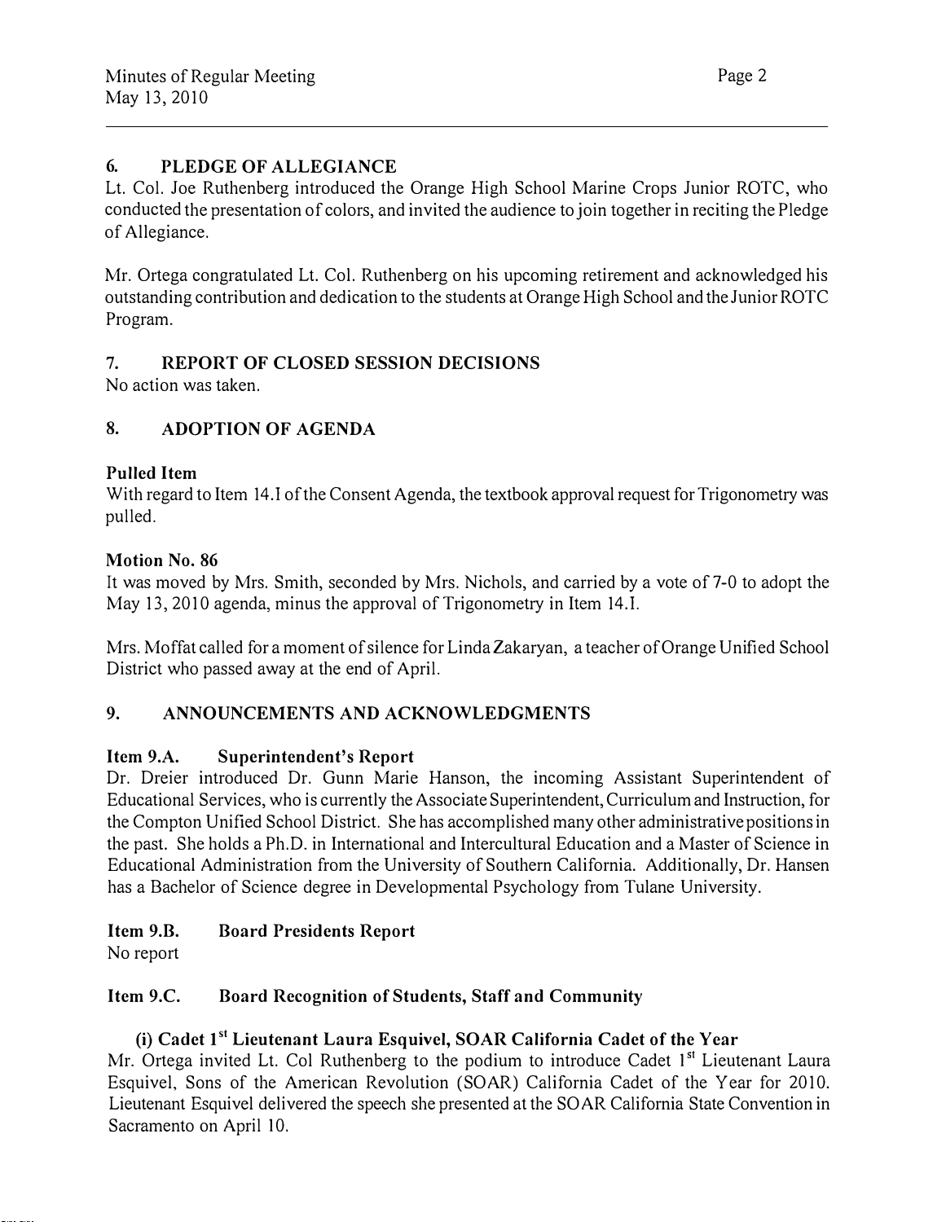## 6. PLEDGE OF ALLEGIANCE

Lt. Col. Joe Ruthenberg introduced the Orange High School Marine Crops Junior ROTC, who conducted the presentation of colors, and invited the audience to join together in reciting the Pledge of Allegiance.

Mr. Ortega congratulated Lt. Col. Ruthenberg on his upcoming retirement and acknowledged his outstanding contribution and dedication to the students at Orange High School and the Junior ROTC Program.

## 7. REPORT OF CLOSED SESSION DECISIONS

No action was taken.

## 8. ADOPTION OF AGENDA

### Pulled Item

With regard to Item 14.I of the Consent Agenda, the textbook approval request for Trigonometry was pulled.

### Motion No. 86

It was moved by Mrs. Smith, seconded by Mrs. Nichols, and carried by a vote of 7-0 to adopt the May 13, 2010 agenda, minus the approval of Trigonometry in Item 14.I.

Mrs. Moffat called for a moment of silence for Linda Zakaryan, a teacher of Orange Unified School District who passed away at the end of April.

## 9. ANNOUNCEMENTS AND ACKNOWLEDGMENTS

### Item 9.A. Superintendent's Report

Dr. Dreier introduced Dr. Gunn Marie Hanson, the incoming Assistant Superintendent of Educational Services, who is currently the Associate Superintendent, Curriculum and Instruction, for the Compton Unified School District. She has accomplished many other administrative positions in the past. She holds a Ph.D. in International and Intercultural Education and a Master of Science in Educational Administration from the University of Southern California. Additionally, Dr. Hansen has a Bachelor of Science degree in Developmental Psychology from Tulane University.

### Item 9.B. Board Presidents Report

No report

### Item 9.C. Board Recognition of Students, Staff and Community

#### (i) Cadet 1st Lieutenant Laura Esquivel, SOAR California Cadet of the Year

Mr. Ortega invited Lt. Col Ruthenberg to the podium to introduce Cadet 1st Lieutenant Laura Esquivel, Sons of the American Revolution (SOAR) California Cadet of the Year for 2010. Lieutenant Esquivel delivered the speech she presented at the SOAR California State Convention in Sacramento on April 10.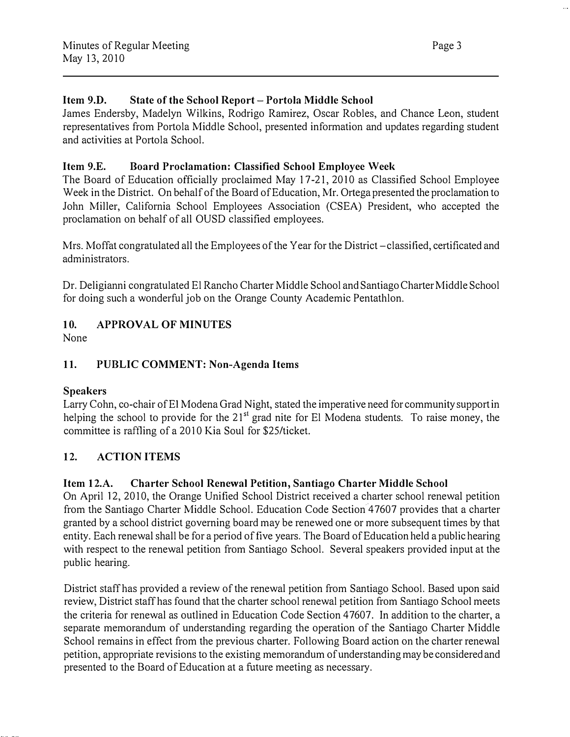### Item 9.D. State of the School Report – Portola Middle School

James Endersby, Madelyn Wilkins, Rodrigo Ramirez, Oscar Robles, and Chance Leon, student representatives from Portola Middle School, presented information and updates regarding student and activities at Portola School.

### Item 9.E. Board Proclamation: Classified School Employee Week

The Board of Education officially proclaimed May 17-21, 2010 as Classified School Employee Week in the District. On behalf of the Board of Education, Mr. Ortega presented the proclamation to John Miller, California School Employees Association (CSEA) President, who accepted the proclamation on behalf of all OUSD classified employees.

Mrs. Moffat congratulated all the Employees of the Year for the District – classified, certificated and administrators.

Dr. Deligianni congratulated El Rancho Charter Middle School and Santiago Charter Middle School for doing such a wonderful job on the Orange County Academic Pentathlon.

## 10. APPROVAL OF MINUTES

None

## 11. PUBLIC COMMENT: Non-Agenda Items

**Speakers**

Larry Cohn, co-chair of El Modena Grad Night, stated the imperative need for community support in helping the school to provide for the 21st grad nite for El Modena students. To raise money, the committee is raffling of a 2010 Kia Soul for $25/ticket.

## 12. ACTION ITEMS

### Item 12.A. Charter School Renewal Petition, Santiago Charter Middle School

On April 12, 2010, the Orange Unified School District received a charter school renewal petition from the Santiago Charter Middle School. Education Code Section 47607 provides that a charter granted by a school district governing board may be renewed one or more subsequent times by that entity. Each renewal shall be for a period of five years. The Board of Education held a public hearing with respect to the renewal petition from Santiago School. Several speakers provided input at the public hearing.

District staff has provided a review of the renewal petition from Santiago School. Based upon said review, District staff has found that the charter school renewal petition from Santiago School meets the criteria for renewal as outlined in Education Code Section 47607. In addition to the charter, a separate memorandum of understanding regarding the operation of the Santiago Charter Middle School remains in effect from the previous charter. Following Board action on the charter renewal petition, appropriate revisions to the existing memorandum of understanding may be considered and presented to the Board of Education at a future meeting as necessary.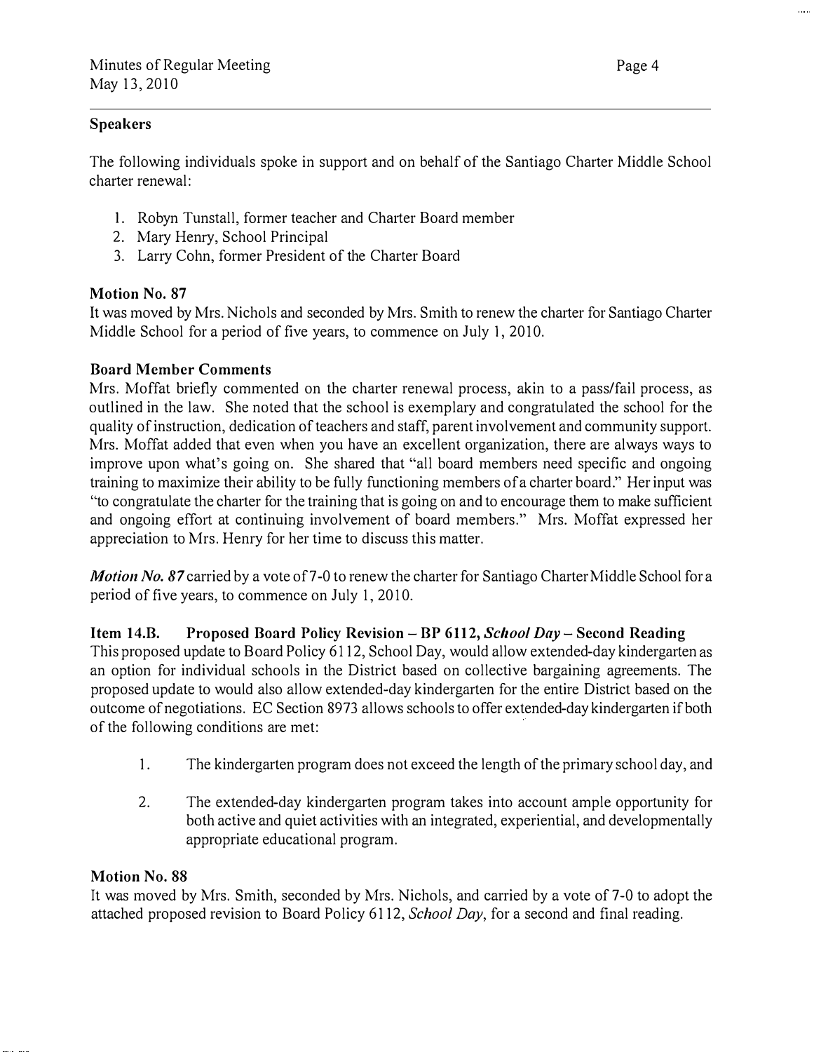### Speakers

The following individuals spoke in support and on behalf of the Santiago Charter Middle School charter renewal:

1. Robyn Tunstall, former teacher and Charter Board member
2. Mary Henry, School Principal
3. Larry Cohn, former President of the Charter Board

### Motion No. 87

It was moved by Mrs. Nichols and seconded by Mrs. Smith to renew the charter for Santiago Charter Middle School for a period of five years, to commence on July 1, 2010.

### Board Member Comments

Mrs. Moffat briefly commented on the charter renewal process, akin to a pass/fail process, as outlined in the law. She noted that the school is exemplary and congratulated the school for the quality of instruction, dedication of teachers and staff, parent involvement and community support. Mrs. Moffat added that even when you have an excellent organization, there are always ways to improve upon what's going on. She shared that "all board members need specific and ongoing training to maximize their ability to be fully functioning members of a charter board." Her input was "to congratulate the charter for the training that is going on and to encourage them to make sufficient and ongoing effort at continuing involvement of board members." Mrs. Moffat expressed her appreciation to Mrs. Henry for her time to discuss this matter.

***Motion No. 87*** carried by a vote of 7-0 to renew the charter for Santiago Charter Middle School for a period of five years, to commence on July 1, 2010.

### Item 14.B. Proposed Board Policy Revision – BP 6112, *School Day* – Second Reading

This proposed update to Board Policy 6112, School Day, would allow extended-day kindergarten as an option for individual schools in the District based on collective bargaining agreements. The proposed update to would also allow extended-day kindergarten for the entire District based on the outcome of negotiations. EC Section 8973 allows schools to offer extended-day kindergarten if both of the following conditions are met:

1. The kindergarten program does not exceed the length of the primary school day, and

2. The extended-day kindergarten program takes into account ample opportunity for both active and quiet activities with an integrated, experiential, and developmentally appropriate educational program.

### Motion No. 88

It was moved by Mrs. Smith, seconded by Mrs. Nichols, and carried by a vote of 7-0 to adopt the attached proposed revision to Board Policy 6112, *School Day*, for a second and final reading.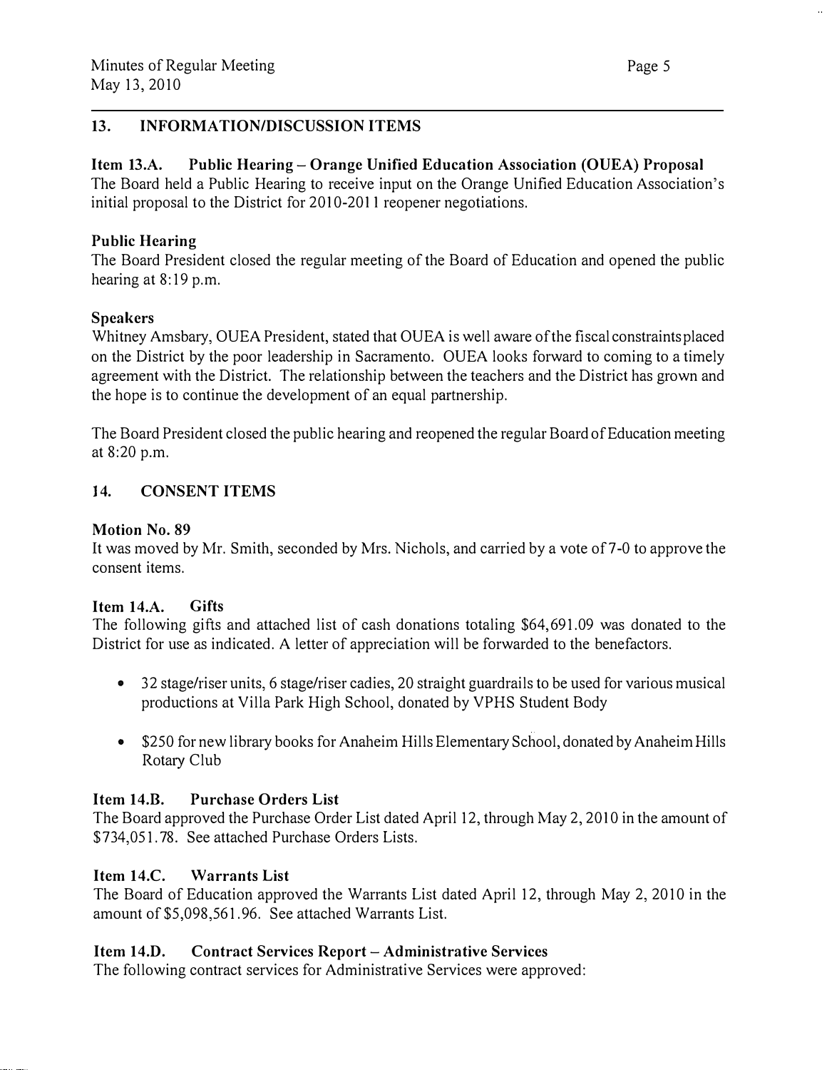## 13. INFORMATION/DISCUSSION ITEMS

### Item 13.A. Public Hearing – Orange Unified Education Association (OUEA) Proposal

The Board held a Public Hearing to receive input on the Orange Unified Education Association's initial proposal to the District for 2010-2011 reopener negotiations.

### Public Hearing

The Board President closed the regular meeting of the Board of Education and opened the public hearing at 8:19 p.m.

### Speakers

Whitney Amsbary, OUEA President, stated that OUEA is well aware of the fiscal constraints placed on the District by the poor leadership in Sacramento. OUEA looks forward to coming to a timely agreement with the District. The relationship between the teachers and the District has grown and the hope is to continue the development of an equal partnership.

The Board President closed the public hearing and reopened the regular Board of Education meeting at 8:20 p.m.

## 14. CONSENT ITEMS

### Motion No. 89

It was moved by Mr. Smith, seconded by Mrs. Nichols, and carried by a vote of 7-0 to approve the consent items.

### Item 14.A. Gifts

The following gifts and attached list of cash donations totaling $64,691.09 was donated to the District for use as indicated. A letter of appreciation will be forwarded to the benefactors.

- 32 stage/riser units, 6 stage/riser cadies, 20 straight guardrails to be used for various musical productions at Villa Park High School, donated by VPHS Student Body
- $250 for new library books for Anaheim Hills Elementary School, donated by Anaheim Hills Rotary Club

### Item 14.B. Purchase Orders List

The Board approved the Purchase Order List dated April 12, through May 2, 2010 in the amount of $734,051.78. See attached Purchase Orders Lists.

### Item 14.C. Warrants List

The Board of Education approved the Warrants List dated April 12, through May 2, 2010 in the amount of $5,098,561.96. See attached Warrants List.

### Item 14.D. Contract Services Report – Administrative Services

The following contract services for Administrative Services were approved: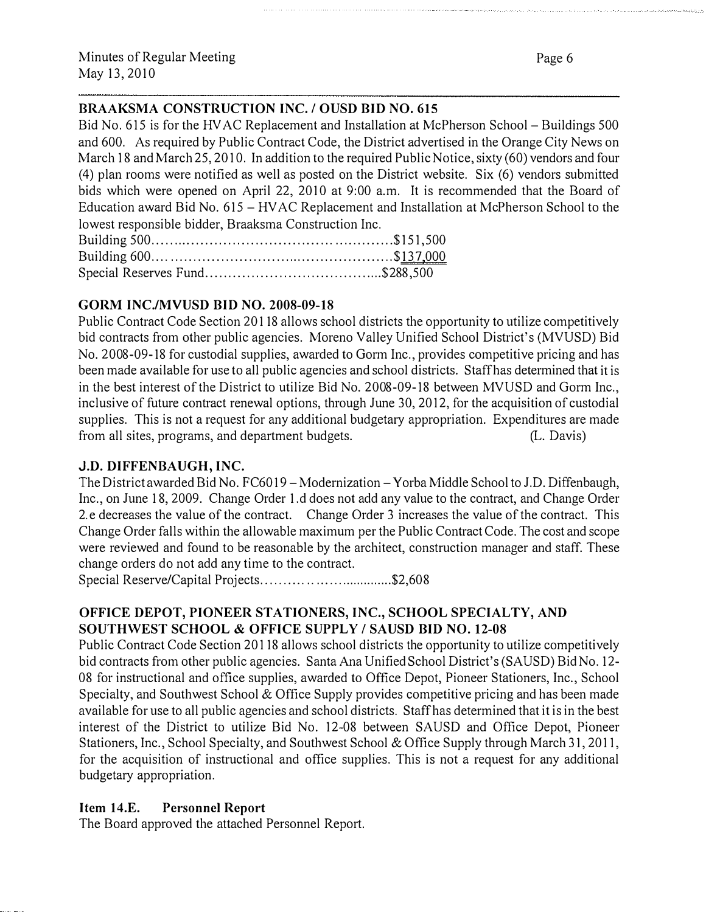### BRAAKSMA CONSTRUCTION INC. / OUSD BID NO. 615

Bid No. 615 is for the HVAC Replacement and Installation at McPherson School – Buildings 500 and 600. As required by Public Contract Code, the District advertised in the Orange City News on March 18 and March 25, 2010. In addition to the required Public Notice, sixty (60) vendors and four (4) plan rooms were notified as well as posted on the District website. Six (6) vendors submitted bids which were opened on April 22, 2010 at 9:00 a.m. It is recommended that the Board of Education award Bid No. 615 – HVAC Replacement and Installation at McPherson School to the lowest responsible bidder, Braaksma Construction Inc.

Building 500........................................................$151,500
Building 600........................................................$137,000
Special Reserves Fund.......................................$288,500

### GORM INC./MVUSD BID NO. 2008-09-18

Public Contract Code Section 20118 allows school districts the opportunity to utilize competitively bid contracts from other public agencies. Moreno Valley Unified School District's (MVUSD) Bid No. 2008-09-18 for custodial supplies, awarded to Gorm Inc., provides competitive pricing and has been made available for use to all public agencies and school districts. Staff has determined that it is in the best interest of the District to utilize Bid No. 2008-09-18 between MVUSD and Gorm Inc., inclusive of future contract renewal options, through June 30, 2012, for the acquisition of custodial supplies. This is not a request for any additional budgetary appropriation. Expenditures are made from all sites, programs, and department budgets. (L. Davis)

### J.D. DIFFENBAUGH, INC.

The District awarded Bid No. FC6019 – Modernization – Yorba Middle School to J.D. Diffenbaugh, Inc., on June 18, 2009. Change Order 1.d does not add any value to the contract, and Change Order 2.e decreases the value of the contract. Change Order 3 increases the value of the contract. This Change Order falls within the allowable maximum per the Public Contract Code. The cost and scope were reviewed and found to be reasonable by the architect, construction manager and staff. These change orders do not add any time to the contract.

Special Reserve/Capital Projects..................................$2,608

### OFFICE DEPOT, PIONEER STATIONERS, INC., SCHOOL SPECIALTY, AND SOUTHWEST SCHOOL & OFFICE SUPPLY / SAUSD BID NO. 12-08

Public Contract Code Section 20118 allows school districts the opportunity to utilize competitively bid contracts from other public agencies. Santa Ana Unified School District's (SAUSD) Bid No. 12-08 for instructional and office supplies, awarded to Office Depot, Pioneer Stationers, Inc., School Specialty, and Southwest School & Office Supply provides competitive pricing and has been made available for use to all public agencies and school districts. Staff has determined that it is in the best interest of the District to utilize Bid No. 12-08 between SAUSD and Office Depot, Pioneer Stationers, Inc., School Specialty, and Southwest School & Office Supply through March 31, 2011, for the acquisition of instructional and office supplies. This is not a request for any additional budgetary appropriation.

### Item 14.E. Personnel Report

The Board approved the attached Personnel Report.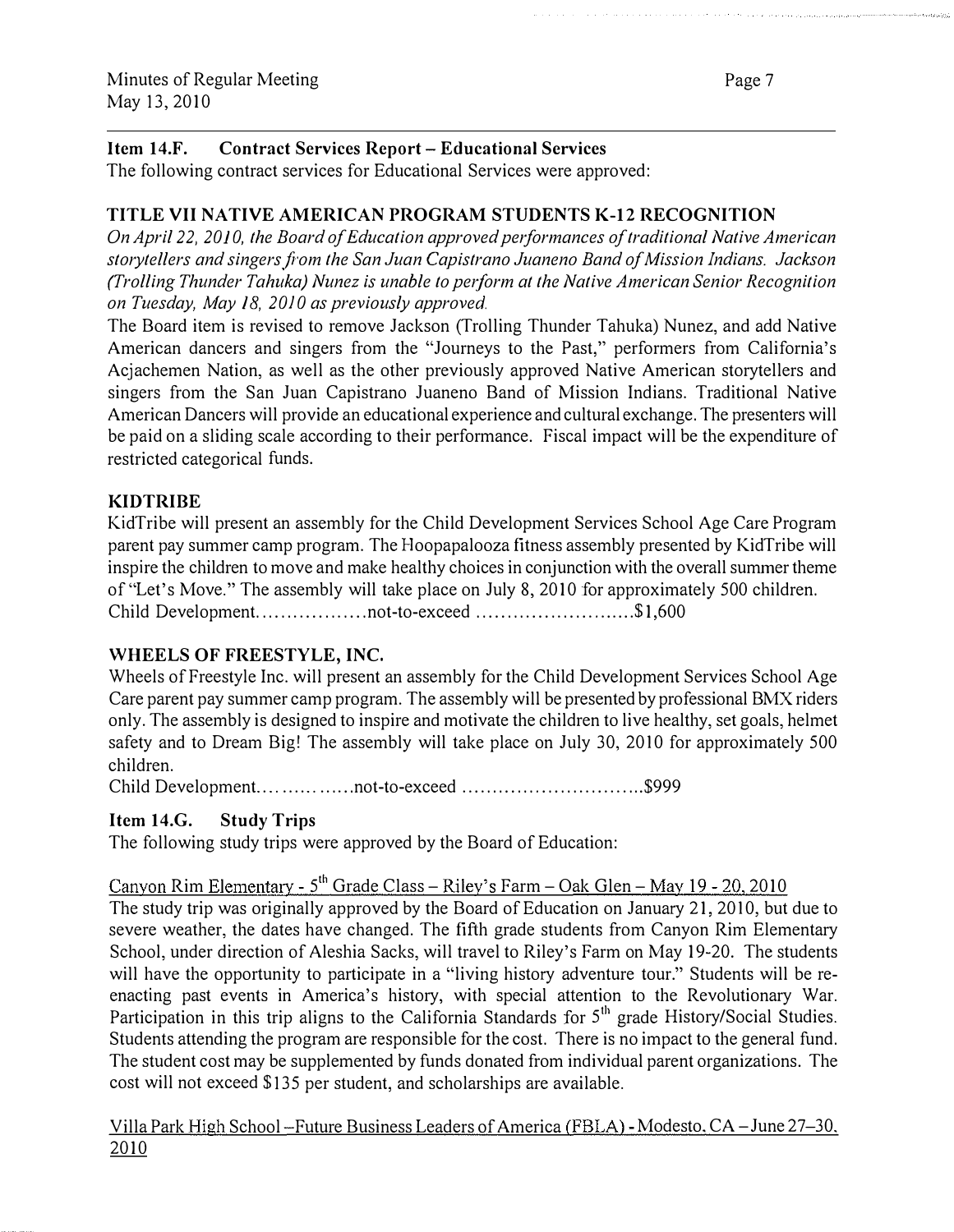**Item 14.F. Contract Services Report – Educational Services**

The following contract services for Educational Services were approved:

**TITLE VII NATIVE AMERICAN PROGRAM STUDENTS K-12 RECOGNITION**

*On April 22, 2010, the Board of Education approved performances of traditional Native American storytellers and singers from the San Juan Capistrano Juaneno Band of Mission Indians. Jackson (Trolling Thunder Tahuka) Nunez is unable to perform at the Native American Senior Recognition on Tuesday, May 18, 2010 as previously approved.*

The Board item is revised to remove Jackson (Trolling Thunder Tahuka) Nunez, and add Native American dancers and singers from the "Journeys to the Past," performers from California's Acjachemen Nation, as well as the other previously approved Native American storytellers and singers from the San Juan Capistrano Juaneno Band of Mission Indians. Traditional Native American Dancers will provide an educational experience and cultural exchange. The presenters will be paid on a sliding scale according to their performance. Fiscal impact will be the expenditure of restricted categorical funds.

**KIDTRIBE**

KidTribe will present an assembly for the Child Development Services School Age Care Program parent pay summer camp program. The Hoopapalooza fitness assembly presented by KidTribe will inspire the children to move and make healthy choices in conjunction with the overall summer theme of "Let's Move." The assembly will take place on July 8, 2010 for approximately 500 children.

Child Development..................not-to-exceed ..........................$1,600

**WHEELS OF FREESTYLE, INC.**

Wheels of Freestyle Inc. will present an assembly for the Child Development Services School Age Care parent pay summer camp program. The assembly will be presented by professional BMX riders only. The assembly is designed to inspire and motivate the children to live healthy, set goals, helmet safety and to Dream Big! The assembly will take place on July 30, 2010 for approximately 500 children.

Child Development...............not-to-exceed .............................$999

**Item 14.G. Study Trips**

The following study trips were approved by the Board of Education:

Canyon Rim Elementary - 5th Grade Class – Riley's Farm – Oak Glen – May 19 - 20, 2010

The study trip was originally approved by the Board of Education on January 21, 2010, but due to severe weather, the dates have changed. The fifth grade students from Canyon Rim Elementary School, under direction of Aleshia Sacks, will travel to Riley's Farm on May 19-20. The students will have the opportunity to participate in a "living history adventure tour." Students will be re-enacting past events in America's history, with special attention to the Revolutionary War. Participation in this trip aligns to the California Standards for 5th grade History/Social Studies. Students attending the program are responsible for the cost. There is no impact to the general fund. The student cost may be supplemented by funds donated from individual parent organizations. The cost will not exceed $135 per student, and scholarships are available.

Villa Park High School –Future Business Leaders of America (FBLA) - Modesto, CA – June 27–30, 2010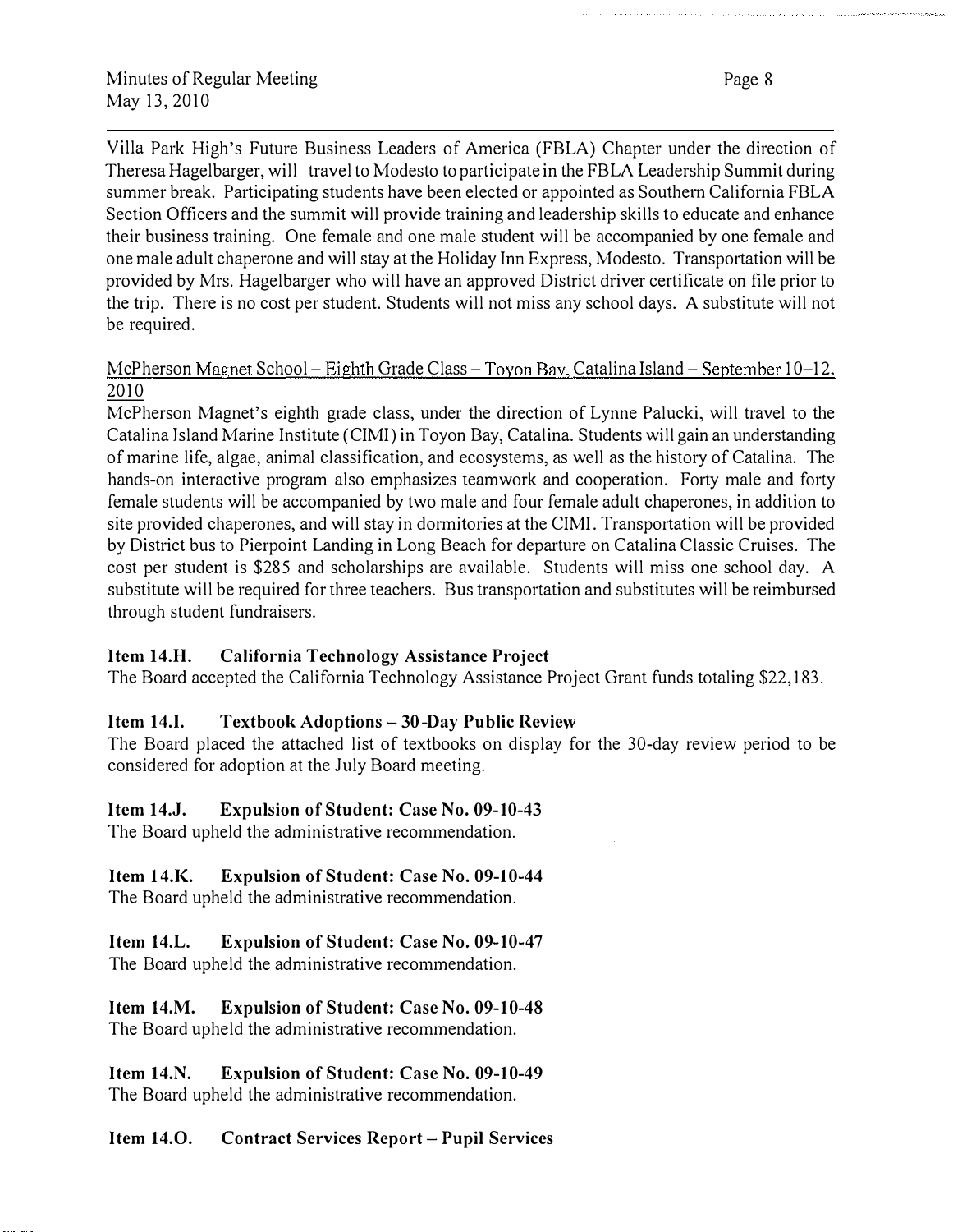Villa Park High's Future Business Leaders of America (FBLA) Chapter under the direction of Theresa Hagelbarger, will travel to Modesto to participate in the FBLA Leadership Summit during summer break. Participating students have been elected or appointed as Southern California FBLA Section Officers and the summit will provide training and leadership skills to educate and enhance their business training. One female and one male student will be accompanied by one female and one male adult chaperone and will stay at the Holiday Inn Express, Modesto. Transportation will be provided by Mrs. Hagelbarger who will have an approved District driver certificate on file prior to the trip. There is no cost per student. Students will not miss any school days. A substitute will not be required.

McPherson Magnet School – Eighth Grade Class – Toyon Bay, Catalina Island – September 10–12, 2010

McPherson Magnet's eighth grade class, under the direction of Lynne Palucki, will travel to the Catalina Island Marine Institute (CIMI) in Toyon Bay, Catalina. Students will gain an understanding of marine life, algae, animal classification, and ecosystems, as well as the history of Catalina. The hands-on interactive program also emphasizes teamwork and cooperation. Forty male and forty female students will be accompanied by two male and four female adult chaperones, in addition to site provided chaperones, and will stay in dormitories at the CIMI. Transportation will be provided by District bus to Pierpoint Landing in Long Beach for departure on Catalina Classic Cruises. The cost per student is $285 and scholarships are available. Students will miss one school day. A substitute will be required for three teachers. Bus transportation and substitutes will be reimbursed through student fundraisers.

**Item 14.H. California Technology Assistance Project**

The Board accepted the California Technology Assistance Project Grant funds totaling $22,183.

**Item 14.I. Textbook Adoptions – 30-Day Public Review**

The Board placed the attached list of textbooks on display for the 30-day review period to be considered for adoption at the July Board meeting.

**Item 14.J. Expulsion of Student: Case No. 09-10-43**

The Board upheld the administrative recommendation.

**Item 14.K. Expulsion of Student: Case No. 09-10-44**

The Board upheld the administrative recommendation.

**Item 14.L. Expulsion of Student: Case No. 09-10-47**

The Board upheld the administrative recommendation.

**Item 14.M. Expulsion of Student: Case No. 09-10-48**

The Board upheld the administrative recommendation.

**Item 14.N. Expulsion of Student: Case No. 09-10-49**

The Board upheld the administrative recommendation.

**Item 14.O. Contract Services Report – Pupil Services**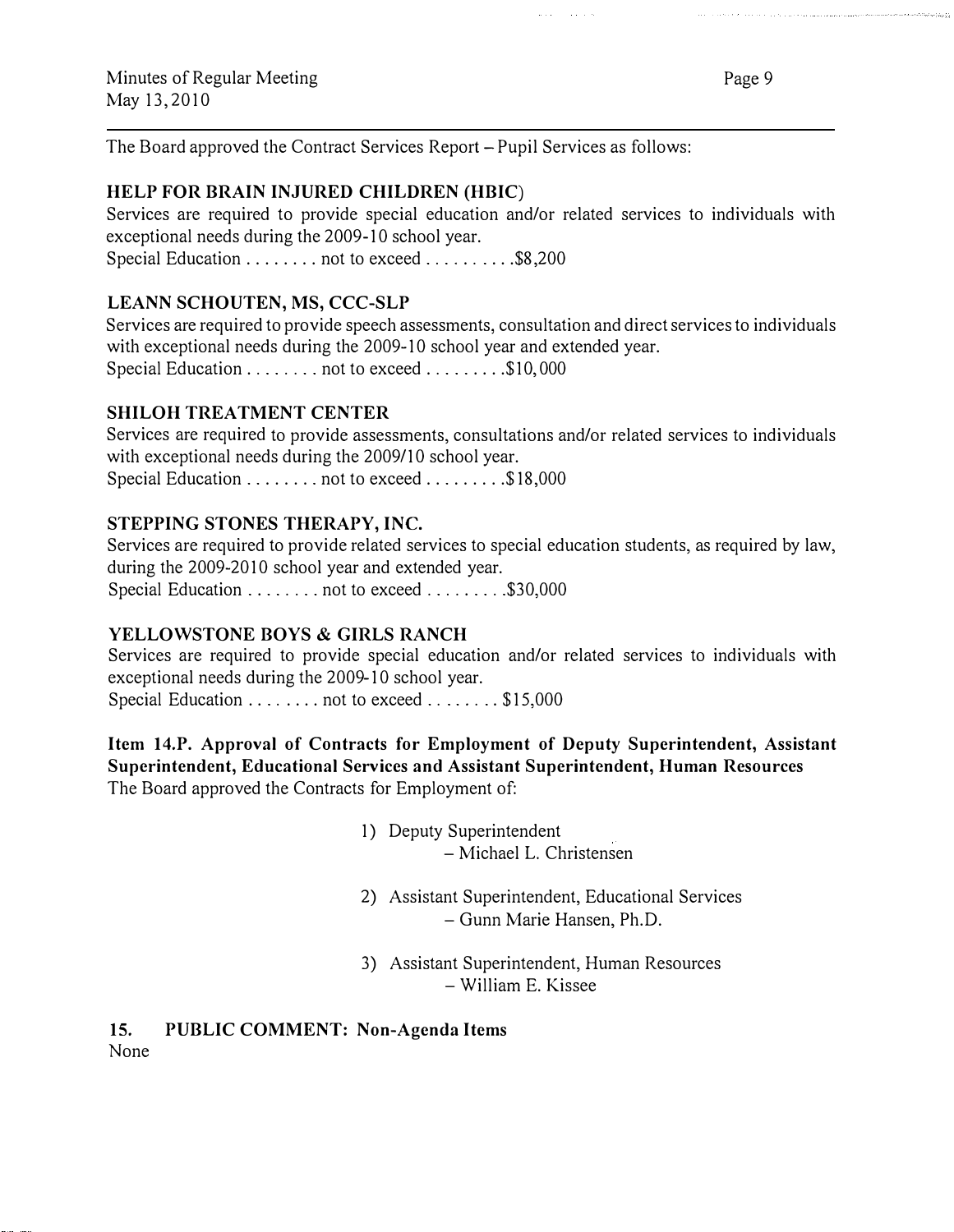The Board approved the Contract Services Report – Pupil Services as follows:

**HELP FOR BRAIN INJURED CHILDREN (HBIC)**
Services are required to provide special education and/or related services to individuals with exceptional needs during the 2009-10 school year.
Special Education . . . . . . . . not to exceed . . . . . . . . . .$8,200

**LEANN SCHOUTEN, MS, CCC-SLP**
Services are required to provide speech assessments, consultation and direct services to individuals with exceptional needs during the 2009-10 school year and extended year.
Special Education . . . . . . . . not to exceed . . . . . . . . .$10,000

**SHILOH TREATMENT CENTER**
Services are required to provide assessments, consultations and/or related services to individuals with exceptional needs during the 2009/10 school year.
Special Education . . . . . . . . not to exceed . . . . . . . . .$18,000

**STEPPING STONES THERAPY, INC.**
Services are required to provide related services to special education students, as required by law, during the 2009-2010 school year and extended year.
Special Education . . . . . . . . not to exceed . . . . . . . . .$30,000

**YELLOWSTONE BOYS & GIRLS RANCH**
Services are required to provide special education and/or related services to individuals with exceptional needs during the 2009-10 school year.
Special Education . . . . . . . . not to exceed . . . . . . . . $15,000

**Item 14.P. Approval of Contracts for Employment of Deputy Superintendent, Assistant Superintendent, Educational Services and Assistant Superintendent, Human Resources**
The Board approved the Contracts for Employment of:

1) Deputy Superintendent
   – Michael L. Christensen

2) Assistant Superintendent, Educational Services
   – Gunn Marie Hansen, Ph.D.

3) Assistant Superintendent, Human Resources
   – William E. Kissee

## 15. PUBLIC COMMENT: Non-Agenda Items

None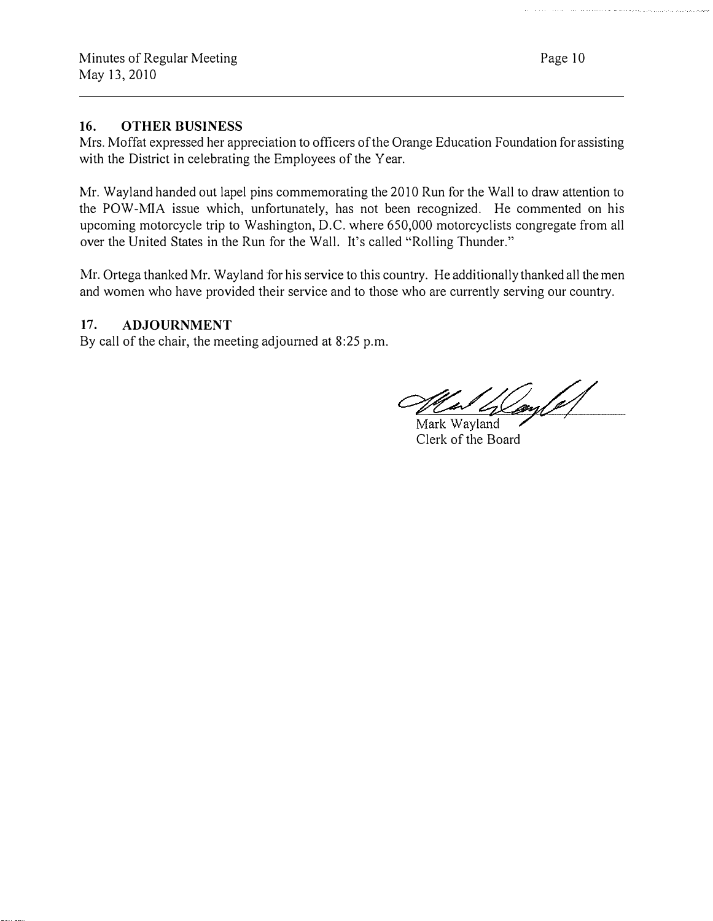## 16. OTHER BUSINESS

Mrs. Moffat expressed her appreciation to officers of the Orange Education Foundation for assisting with the District in celebrating the Employees of the Year.

Mr. Wayland handed out lapel pins commemorating the 2010 Run for the Wall to draw attention to the POW-MIA issue which, unfortunately, has not been recognized. He commented on his upcoming motorcycle trip to Washington, D.C. where 650,000 motorcyclists congregate from all over the United States in the Run for the Wall. It's called "Rolling Thunder."

Mr. Ortega thanked Mr. Wayland for his service to this country. He additionally thanked all the men and women who have provided their service and to those who are currently serving our country.

## 17. ADJOURNMENT

By call of the chair, the meeting adjourned at 8:25 p.m.

Mark Wayland
Clerk of the Board